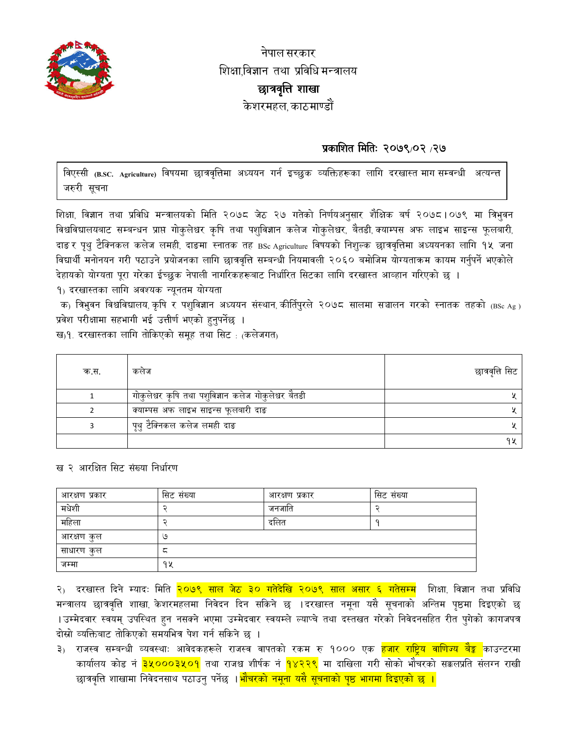नेपाल सरकार
शिक्षा,विज्ञान तथा प्रविधि मन्त्रालय
**छात्रवृत्ति शाखा**
केशरमहल, काठमाण्डौं

**प्रकाशित मितिः २०७९/०२ /२७**

**विएस्सी (B.SC. Agriculture) विषयमा छात्रवृत्तिमा अध्ययन गर्न इच्छुक व्यक्तिहरूका लागि दरखास्त माग सम्बन्धी अत्यन्त जरुरी सूचना**

शिक्षा, विज्ञान तथा प्रविधि मन्त्रालयको मिति २०७८ जेठ २७ गतेको निर्णयअनुसार शैक्षिक बर्ष २०७८।०७९ मा त्रिभुवन विश्वविद्यालयबाट सम्बन्धन प्राप्त गोकुलेश्वर कृषि तथा पशुविज्ञान कलेज गोकुलेश्वर, बैतडी, क्याम्पस अफ लाइभ साइन्स फूलबारी, दाङ र पृथु टैक्निकल कलेज लमही, दाङमा स्नातक तह BSc Agriculture विषयको निशुल्क छात्रवृत्तिमा अध्ययनका लागि १५ जना विद्यार्थी मनोनयन गरी पठाउने प्रयोजनका लागि छात्रवृत्ति सम्बन्धी नियमावली २०६० बमोजिम योग्यताक्रम कायम गर्नुपर्ने भएकोले देहायको योग्यता पूरा गरेका ईच्छुक नेपाली नागरिकहरूबाट निर्धारित सिटका लागि दरखास्त आव्हान गरिएको छ ।

१) दरखास्तका लागि अवश्यक न्यूनतम योग्यता

क) त्रिभुवन विश्वविद्यालय, कृषि र पशुविज्ञान अध्ययन संस्थान, कीर्तिपुरले २०७८ सालमा सञ्चालन गरको स्नातक तहको (BSc Ag ) प्रवेश परीक्षामा सहभागी भई उत्तीर्ण भएको हुनुपर्नेछ ।

ख)१. दरखास्तका लागि तोकिएको समूह तथा सिट : (कलेजगत)

| क.स. | कलेज | छात्रवृत्ति सिट |
|---|---|---|
| 1 | गोकुलेश्वर कृषि तथा पशुविज्ञान कलेज गोकुलेश्वर बैतडी | ५ |
| 2 | क्याम्पस अफ लाइभ साइन्स फूलबारी दाङ | ५ |
| 3 | पृथु टैक्निकल कलेज लमही दाङ | ५ |
| | | १५ |

ख २ आरक्षित सिट संख्या निर्धारण

| आरक्षण प्रकार | सिट संख्या | आरक्षण प्रकार | सिट संख्या |
|---|---|---|---|
| मधेशी | २ | जनजाति | २ |
| महिला | २ | दलित | १ |
| आरक्षण कुल | ७ | | |
| साधारण कुल | ८ | | |
| जम्मा | १५ | | |

२) दरखास्त दिने म्यादः मिति **२०७९ साल जेठ ३० गतेदेखि २०७९ साल असार ६ गतेसम्म** शिक्षा, विज्ञान तथा प्रविधि मन्त्रालय छात्रवृत्ति शाखा, केशरमहलमा निवेदन दिन सकिने छ ।दरखास्त नमूना यसै सूचनाको अन्तिम पृष्ठमा दिइएको छ ।उम्मेदवार स्वयम् उपस्थित हुन नसक्ने भएमा उम्मेदवार स्वयम्ले ल्याप्चे तथा दस्तखत गरेको निवेदनसहित रीत पुगेको कागजपत्र दोस्रो व्यक्तिबाट तोकिएको समयभित्र पेश गर्न सकिने छ ।

३) राजस्व सम्बन्धी व्यवस्थाः आवेदकहरूले राजस्व वापतको रकम रु १००० एक **हजार राष्ट्रिय वाणिज्य बैङ्क** काउन्टरमा कार्यालय कोड नं **३५०००३५०१** तथा राजश्व शीर्षक नं **१४२२९** मा दाखिला गरी सोको भौचरको सक्कलप्रति संलग्न राखी छात्रवृत्ति शाखामा निवेदनसाथ पठाउनु पर्नेछ ।**भौचरको नमूना यसै सूचनाको पृष्ठ भागमा दिइएको छ ।**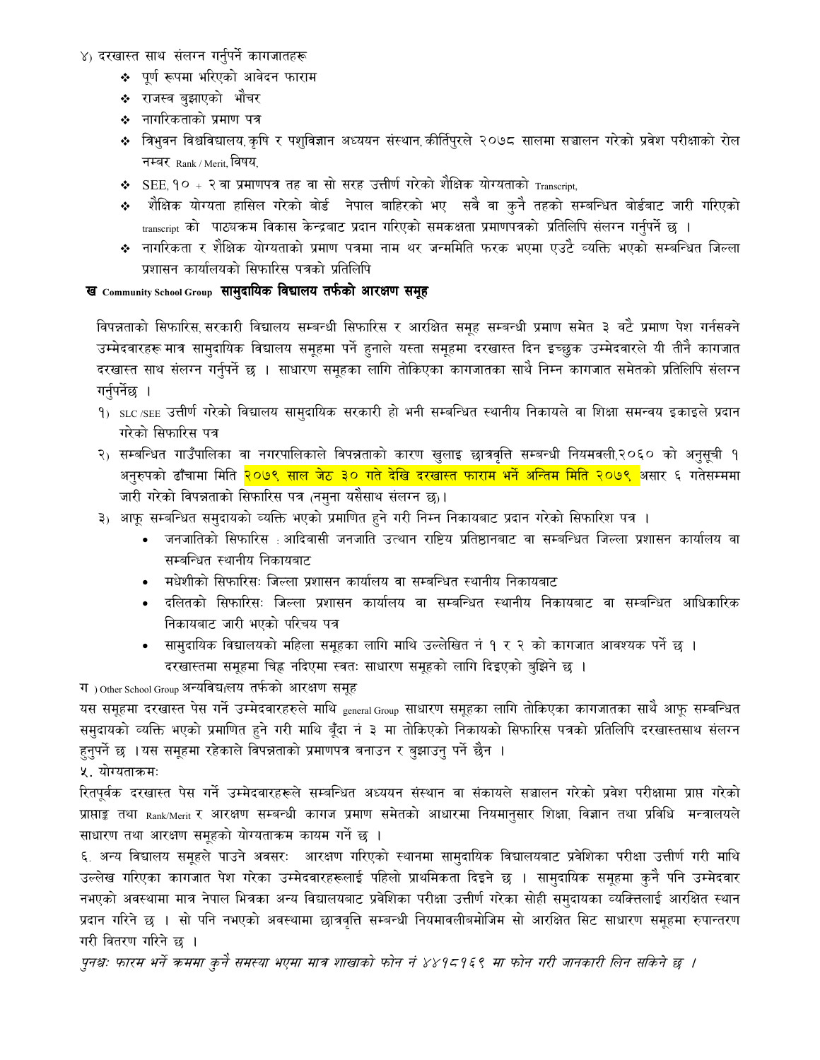४) दरखास्त साथ संलग्न गर्नुपर्ने कागजातहरू

- पूर्ण रूपमा भरिएको आवेदन फाराम
- राजस्व बुझाएको भौचर
- नागरिकताको प्रमाण पत्र
- त्रिभुवन विश्वविद्यालय, कृषि र पशुविज्ञान अध्ययन संस्थान, कीर्तिपुरले २०७८ सालमा सञ्चालन गरेको प्रवेश परीक्षाको रोल नम्बर Rank / Merit, विषय,
- SEE, १० + २ वा प्रमाणपत्र तह वा सो सरह उत्तीर्ण गरेको शैक्षिक योग्यताको Transcript,
- शैक्षिक योग्यता हासिल गरेको बोर्ड नेपाल बाहिरको भए सबै वा कुनै तहको सम्बन्धित बोर्डबाट जारी गरिएको transcript को पाठ्यक्रम विकास केन्द्रबाट प्रदान गरिएको समकक्षता प्रमाणपत्रको प्रतिलिपि संलग्न गर्नुपर्ने छ ।
- नागरिकता र शैक्षिक योग्यताको प्रमाण पत्रमा नाम थर जन्ममिति फरक भएमा एउटै व्यक्ति भएको सम्बन्धित जिल्ला प्रशासन कार्यालयको सिफारिस पत्रको प्रतिलिपि

**ख Community School Group सामुदायिक विद्यालय तर्फको आरक्षण समूह**

विपन्नताको सिफारिस, सरकारी विद्यालय सम्बन्धी सिफारिस र आरक्षित समूह सम्बन्धी प्रमाण समेत ३ वटै प्रमाण पेश गर्नसक्ने उम्मेदवारहरू मात्र सामुदायिक विद्यालय समूहमा पर्ने हुनाले यस्ता समूहमा दरखास्त दिन इच्छुक उम्मेदवारले यी तीनै कागजात दरखास्त साथ संलग्न गर्नुपर्ने छ । साधारण समूहका लागि तोकिएका कागजातका साथै निम्न कागजात समेतको प्रतिलिपि संलग्न गर्नुपर्नेछ ।

१) SLC /SEE उत्तीर्ण गरेको विद्यालय सामुदायिक सरकारी हो भनी सम्बन्धित स्थानीय निकायले वा शिक्षा समन्वय इकाइले प्रदान गरेको सिफारिस पत्र

२) सम्बन्धित गाउँपालिका वा नगरपालिकाले विपन्नताको कारण खुलाइ छात्रवृत्ति सम्बन्धी नियमवली,२०६० को अनुसूची १ अनुरुपको ढाँचामा मिति २०७९ साल जेठ ३० गते देखि दरखास्त फाराम भर्ने अन्तिम मिति २०७९ असार ६ गतेसम्ममा जारी गरेको विपन्नताको सिफारिस पत्र (नमुना यसैसाथ संलग्न छ)।

३) आफू सम्बन्धित समुदायको व्यक्ति भएको प्रमाणित हुने गरी निम्न निकायबाट प्रदान गरेको सिफारिश पत्र ।

- जनजातिको सिफारिस : आदिवासी जनजाति उत्थान राष्टिय प्रतिष्ठानबाट वा सम्बन्धित जिल्ला प्रशासन कार्यालय वा सम्बन्धित स्थानीय निकायबाट
- मधेशीको सिफारिसः जिल्ला प्रशासन कार्यालय वा सम्बन्धित स्थानीय निकायबाट
- दलितको सिफारिसः जिल्ला प्रशासन कार्यालय वा सम्बन्धित स्थानीय निकायबाट वा सम्बन्धित आधिकारिक निकायबाट जारी भएको परिचय पत्र
- सामुदायिक विद्यालयको महिला समूहका लागि माथि उल्लेखित नं १ र २ को कागजात आवश्यक पर्ने छ । दरखास्तमा समूहमा चिह्न नदिएमा स्वतः साधारण समूहको लागि दिइएको बुझिने छ ।

ग ) Other School Group अन्यविद्यलय तर्फको आरक्षण समूह

यस समूहमा दरखास्त पेस गर्ने उम्मेदवारहरुले माथि general Group साधारण समूहका लागि तोकिएका कागजातका साथै आफू सम्बन्धित समुदायको व्यक्ति भएको प्रमाणित हुने गरी माथि बूँदा नं ३ मा तोकिएको निकायको सिफारिस पत्रको प्रतिलिपि दरखास्तसाथ संलग्न हुनुपर्ने छ ।यस समूहमा रहेकाले विपन्नताको प्रमाणपत्र बनाउन र बुझाउनु पर्ने छैन ।

५. योग्यताक्रमः

रितपूर्वक दरखास्त पेस गर्ने उम्मेदवारहरूले सम्बन्धित अध्ययन संस्थान वा संकायले सञ्चालन गरेको प्रवेश परीक्षामा प्राप्त गरेको प्राप्ताङ्क तथा Rank/Merit र आरक्षण सम्बन्धी कागज प्रमाण समेतको आधारमा नियमानुसार शिक्षा, विज्ञान तथा प्रविधि मन्त्रालयले साधारण तथा आरक्षण समूहको योग्यताक्रम कायम गर्ने छ ।

६. अन्य विद्यालय समूहले पाउने अवसरः आरक्षण गरिएको स्थानमा सामुदायिक विद्यालयबाट प्रवेशिका परीक्षा उत्तीर्ण गरी माथि उल्लेख गरिएका कागजात पेश गरेका उम्मेदवारहरूलाई पहिलो प्राथमिकता दिइने छ । सामुदायिक समूहमा कुनै पनि उम्मेदवार नभएको अवस्थामा मात्र नेपाल भित्रका अन्य विद्यालयबाट प्रवेशिका परीक्षा उत्तीर्ण गरेका सोही समुदायका व्यक्तिलाई आरक्षित स्थान प्रदान गरिने छ । सो पनि नभएको अवस्थामा छात्रवृत्ति सम्बन्धी नियमावलीबमोजिम सो आरक्षित सिट साधारण समूहमा रुपान्तरण गरी वितरण गरिने छ ।

*पुनश्चः फारम भर्ने क्रममा कुनै समस्या भएमा मात्र शाखाको फोन नं ४४१८१६९ मा फोन गरी जानकारी लिन सकिने छ ।*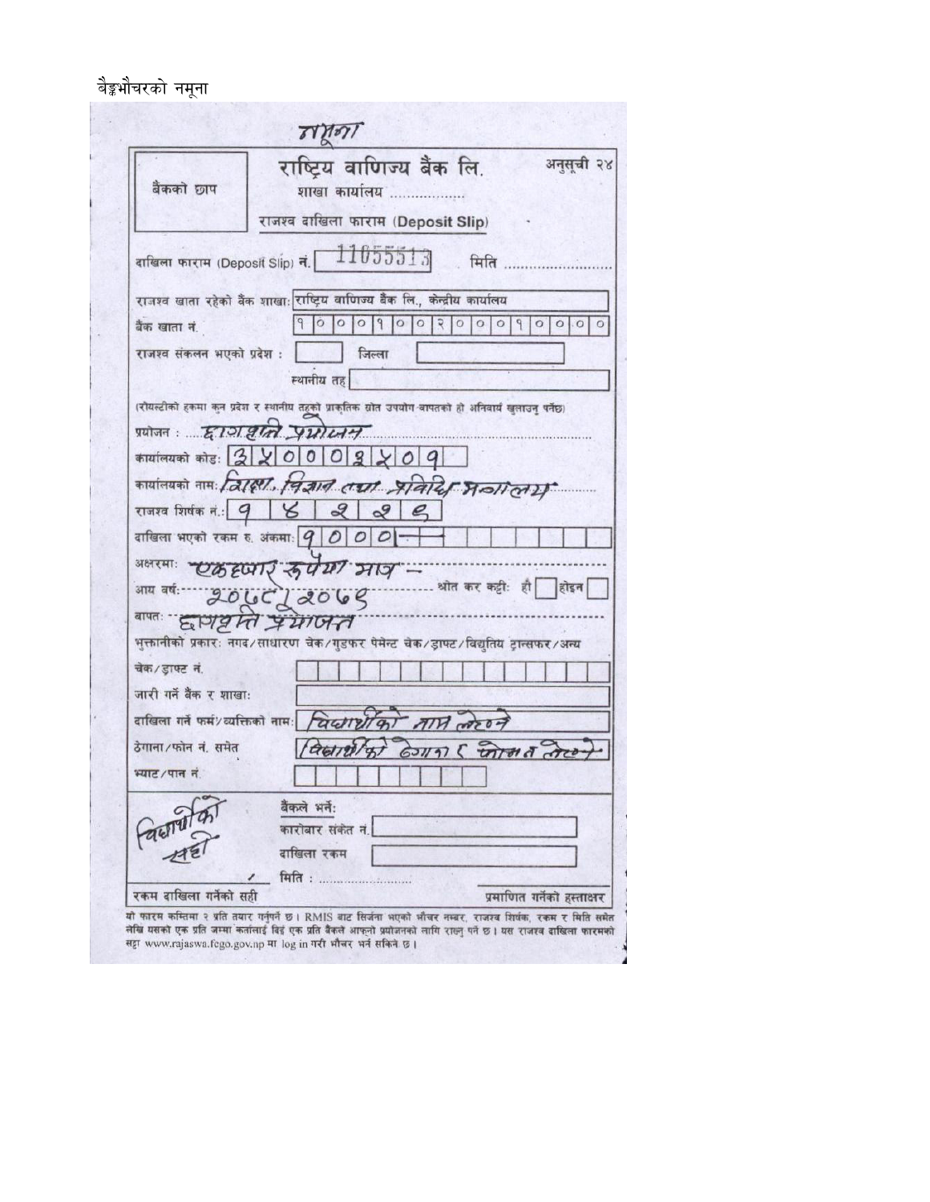बैङ्कभौचरको नमूना

नमूना

**राष्ट्रिय वाणिज्य बैंक लि.** — अनुसूची २४

बैंकको छाप

शाखा कार्यालय ..................

राजश्व दाखिला फाराम (Deposit Slip)

दाखिला फाराम (Deposit Slip) नं. 11055513 मिति ........................

राजश्व खाता रहेको बैंक शाखा: राष्ट्रिय वाणिज्य बैंक लि., केन्द्रीय कार्यालय

बैंक खाता नं. १ ० ० ० १ ० ० २ ० ० ० १ ० ० ० ०

राजश्व संकलन भएको प्रदेश : जिल्ला

स्थानीय तह

(रोयल्टीको हकमा कुन प्रदेश र स्थानीय तहको प्राकृतिक स्रोत उपयोग-बापतको हो अनिवार्य खुलाउनु पर्नेछ)

प्रयोजन : छात्रवृत्ति प्रयोजन

कार्यालयको कोड: ३ ४ ० ० ० ३ ४ ० १

कार्यालयको नाम: शिक्षा, विज्ञान तथा प्रविधि मन्त्रालय

राजश्व शिर्षक नं.: १ ४ २ २ ६

दाखिला भएको रकम रु. अंकमा: १ ० ० ० —

अक्षरमा: एकहजार रुपैया मात्र —

आय वर्ष: २०६८/२०६९ ........ श्रोत कर कट्टी: हो ☐ होइन ☐

बापत: छात्रवृत्ति प्रयोजन

भुक्तानीको प्रकार: नगद/साधारण चेक/गुडफर पेमेन्ट चेक/ड्राफ्ट/विद्युतिय ट्रान्सफर/अन्य

चेक/ड्राफ्ट नं.

जारी गर्ने बैंक र शाखा:

दाखिला गर्ने फर्म/व्यक्तिको नाम: विद्यार्थीको नाम लेख्ने

ठेगाना/फोन नं. समेत: विद्यार्थीको ठेगाना र फोन नं. लेख्ने

प्याट/पान नं.

विद्यार्थीको सही

रकम दाखिला गर्नेको सही

बैंकले भर्ने:

कारोबार संकेत नं.

दाखिला रकम

मिति : ........................

प्रमाणित गर्नेको हस्ताक्षर

यो फारम कम्तिमा २ प्रति तयार गर्नुपर्ने छ। RMIS बाट सिर्जना भएको भौचर नम्बर, राजश्व शिर्षक, रकम र मिति समेत लेखि यसको एक प्रति जम्मा कर्तालाई दिई एक प्रति बैंकले आफ्नो प्रयोजनको लागि राख्नु पर्ने छ। यस राजश्व दाखिला फारमको सट्टा www.rajaswa.fcgo.gov.np मा log in गरी भौचर भर्न सकिने छ।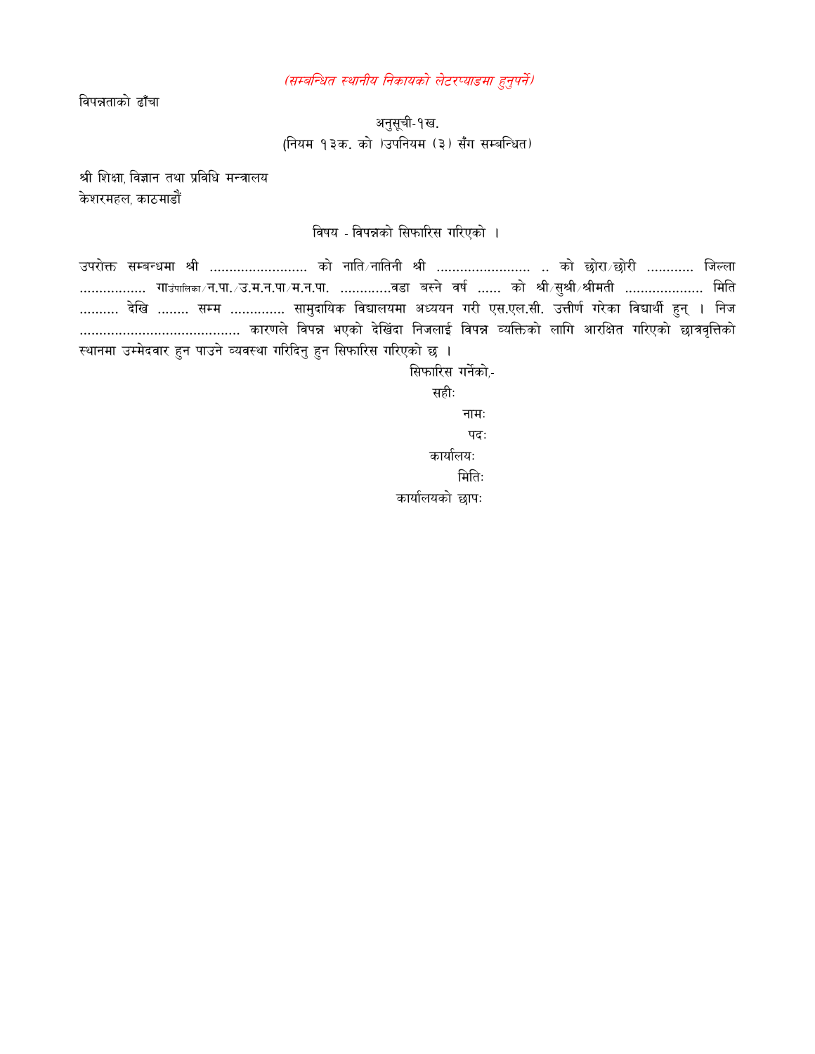*(सम्बन्धित स्थानीय निकायको लेटरप्याडमा हुनुपर्ने)*

विपन्नताको ढाँचा

अनुसूची-१ख.
(नियम १३क. को )उपनियम (३) सँग सम्बन्धित)

श्री शिक्षा, विज्ञान तथा प्रविधि मन्त्रालय
केशरमहल, काठमाडौं

विषय - विपन्नको सिफारिस गरिएको ।

उपरोक्त सम्बन्धमा श्री ....................... को नाति/नातिनी श्री ...................... .. को छोरा/छोरी ........... जिल्ला ................ गाउँपालिका/न.पा./उ.म.न.पा/म.न.पा. ............वडा बस्ने वर्ष ...... को श्री/सुश्री/श्रीमती .................. मिति .......... देखि ........ सम्म ............. सामुदायिक विद्यालयमा अध्ययन गरी एस.एल.सी. उत्तीर्ण गरेका विद्यार्थी हुन् । निज ....................................... कारणले विपन्न भएको देखिंदा निजलाई विपन्न व्यक्तिको लागि आरक्षित गरिएको छात्रवृत्तिको स्थानमा उम्मेदवार हुन पाउने व्यवस्था गरिदिनु हुन सिफारिस गरिएको छ ।

सिफारिस गर्नेको,-
सहीः
नामः
पदः
कार्यालयः
मितिः
कार्यालयको छापः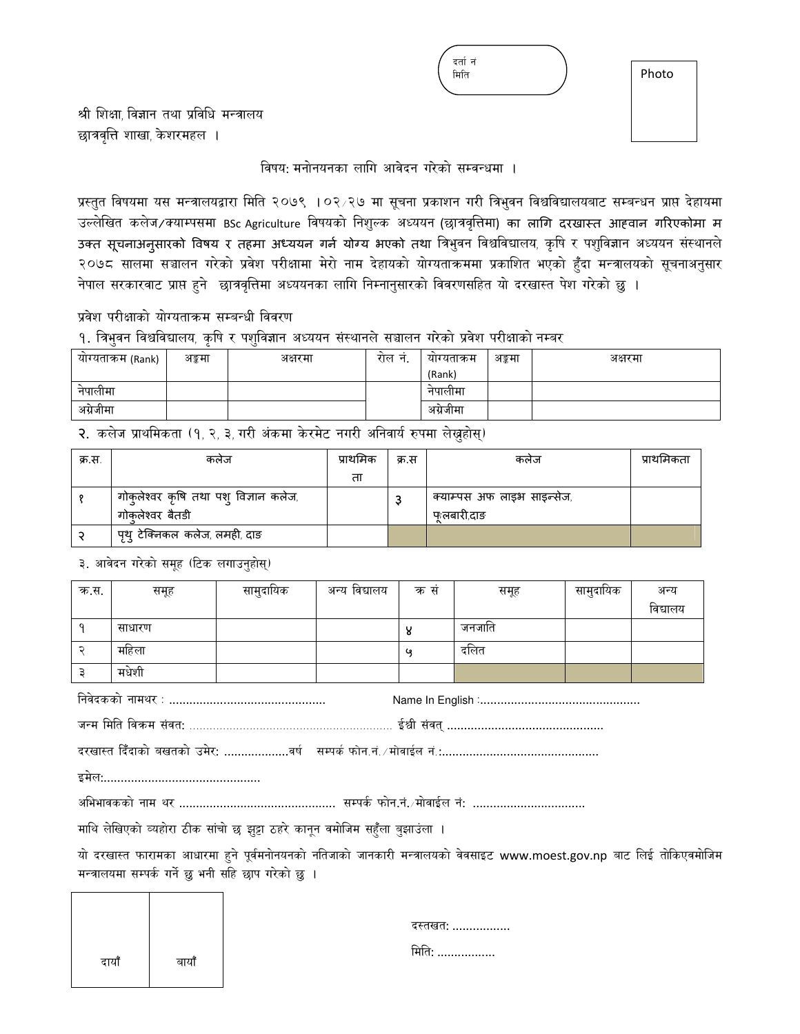दर्ता नं
मिति

Photo

श्री शिक्षा, विज्ञान तथा प्रविधि मन्त्रालय
छात्रवृत्ति शाखा, केशरमहल ।

विषय: मनोनयनका लागि आवेदन गरेको सम्वन्धमा ।

प्रस्तुत विषयमा यस मन्त्रालयद्वारा मिति २०७९ ।०२/२७ मा सूचना प्रकाशन गरी त्रिभुवन विश्वविद्यालयबाट सम्बन्धन प्राप्त देहायमा उल्लेखित कलेज/क्याम्पसमा BSc Agriculture विषयको निशुल्क अध्ययन (छात्रवृत्तिमा) का लागि दरखास्त आह्वान गरिएकोमा म उक्त सूचनाअनुसारको विषय र तहमा अध्ययन गर्न योग्य भएको तथा त्रिभुवन विश्वविद्यालय, कृषि र पशुविज्ञान अध्ययन संस्थानले २०७८ सालमा सञ्चालन गरेको प्रवेश परीक्षामा मेरो नाम देहायको योग्यताक्रममा प्रकाशित भएको हुँदा मन्त्रालयको सूचनाअनुसार नेपाल सरकारबाट प्राप्त हुने छात्रवृत्तिमा अध्ययनका लागि निम्नानुसारको विवरणसहित यो दरखास्त पेश गरेको छु ।

प्रवेश परीक्षाको योग्यताक्रम सम्बन्धी विवरण

१. त्रिभुवन विश्वविद्यालय, कृषि र पशुविज्ञान अध्ययन संस्थानले सञ्चालन गरेको प्रवेश परीक्षाको नम्बर

| योग्यताक्रम (Rank) | अङ्कमा | अक्षरमा | रोल नं. | योग्यताक्रम (Rank) | अङ्कमा | अक्षरमा |
|---|---|---|---|---|---|---|
| नेपालीमा | | | | नेपालीमा | | |
| अंग्रेजीमा | | | | अंग्रेजीमा | | |

२. कलेज प्राथमिकता (१, २, ३, गरी अंकमा केरमेट नगरी अनिवार्य रुपमा लेख्नुहोस्)

| क्र.स. | कलेज | प्राथमिकता | क्र.स | कलेज | प्राथमिकता |
|---|---|---|---|---|---|
| १ | गोकुलेश्वर कृषि तथा पशु विज्ञान कलेज, गोकुलेश्वर बैतडी | | ३ | क्याम्पस अफ लाइभ साइन्सेज, फूलबारी,दाङ | |
| २ | पृथु टेक्निकल कलेज, लमही, दाङ | | | | |

३. आवेदन गरेको समूह (टिक लगाउनुहोस्)

| क्र.स. | समूह | सामुदायिक | अन्य विद्यालय | क्र सं | समूह | सामुदायिक | अन्य विद्यालय |
|---|---|---|---|---|---|---|---|
| १ | साधारण | | | ४ | जनजाति | | |
| २ | महिला | | | ५ | दलित | | |
| ३ | मधेशी | | | | | | |

निवेदकको नामथर : .............................................   Name In English :..............................................

जन्म मिति विक्रम संवत: ............................................................ ईश्वी संवत् .............................................

दरखास्त दिँदाको बखतको उमेर: ..................वर्ष   सम्पर्क फोन.नं./मोवाईल नं.:.............................................

इमेल:.............................................

अभिभावकको नाम थर .............................................  सम्पर्क फोन.नं./मोवाईल नं: ................................

माथि लेखिएको व्यहोरा ठीक सांचो छ झुट्टा ठहरे कानून बमोजिम सहुँला बुझाउंला ।

यो दरखास्त फारामका आधारमा हुने पूर्वमनोनयनको नतिजाको जानकारी मन्त्रालयको वेवसाइट www.moest.gov.np बाट लिई तोकिएबमोजिम मन्त्रालयमा सम्पर्क गर्ने छु भनी सहि छाप गरेको छु ।

| | |
|---|---|
| दायाँ | बायाँ |

दस्तखत: .................

मिति: .................